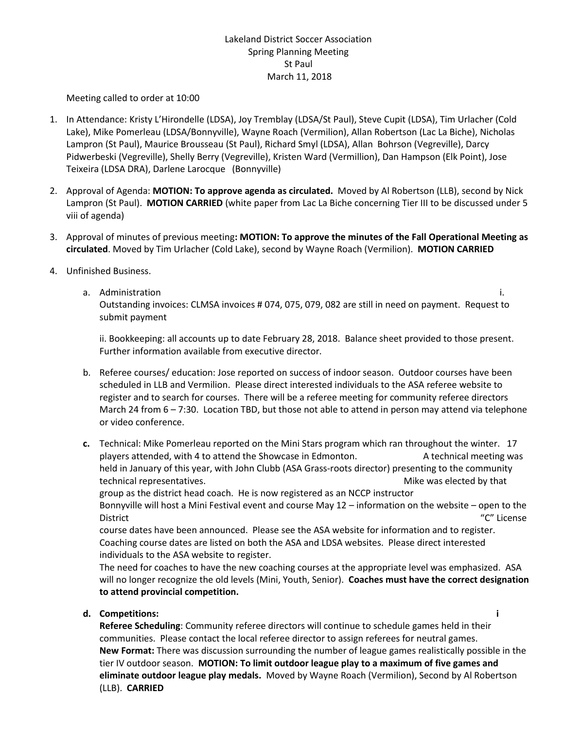Lakeland District Soccer Association
Spring Planning Meeting
St Paul
March 11, 2018

Meeting called to order at 10:00

1. In Attendance: Kristy L'Hirondelle (LDSA), Joy Tremblay (LDSA/St Paul), Steve Cupit (LDSA), Tim Urlacher (Cold Lake), Mike Pomerleau (LDSA/Bonnyville), Wayne Roach (Vermilion), Allan Robertson (Lac La Biche), Nicholas Lampron (St Paul), Maurice Brousseau (St Paul), Richard Smyl (LDSA), Allan Bohrson (Vegreville), Darcy Pidwerbeski (Vegreville), Shelly Berry (Vegreville), Kristen Ward (Vermillion), Dan Hampson (Elk Point), Jose Teixeira (LDSA DRA), Darlene Larocque (Bonnyville)

2. Approval of Agenda: **MOTION: To approve agenda as circulated.** Moved by Al Robertson (LLB), second by Nick Lampron (St Paul). **MOTION CARRIED** (white paper from Lac La Biche concerning Tier III to be discussed under 5 viii of agenda)

3. Approval of minutes of previous meeting**: MOTION: To approve the minutes of the Fall Operational Meeting as circulated**. Moved by Tim Urlacher (Cold Lake), second by Wayne Roach (Vermilion). **MOTION CARRIED**

4. Unfinished Business.

   a. Administration

      i. Outstanding invoices: CLMSA invoices # 074, 075, 079, 082 are still in need on payment. Request to submit payment

      ii. Bookkeeping: all accounts up to date February 28, 2018. Balance sheet provided to those present. Further information available from executive director.

   b. Referee courses/ education: Jose reported on success of indoor season. Outdoor courses have been scheduled in LLB and Vermilion. Please direct interested individuals to the ASA referee website to register and to search for courses. There will be a referee meeting for community referee directors March 24 from 6 – 7:30. Location TBD, but those not able to attend in person may attend via telephone or video conference.

   **c.** Technical: Mike Pomerleau reported on the Mini Stars program which ran throughout the winter. 17 players attended, with 4 to attend the Showcase in Edmonton. A technical meeting was held in January of this year, with John Clubb (ASA Grass-roots director) presenting to the community technical representatives. Mike was elected by that group as the district head coach. He is now registered as an NCCP instructor
   Bonnyville will host a Mini Festival event and course May 12 – information on the website – open to the District "C" License course dates have been announced. Please see the ASA website for information and to register. Coaching course dates are listed on both the ASA and LDSA websites. Please direct interested individuals to the ASA website to register.
   The need for coaches to have the new coaching courses at the appropriate level was emphasized. ASA will no longer recognize the old levels (Mini, Youth, Senior). **Coaches must have the correct designation to attend provincial competition.**

   **d. Competitions:**

      **i**

      **Referee Scheduling**: Community referee directors will continue to schedule games held in their communities. Please contact the local referee director to assign referees for neutral games.

      **New Format:** There was discussion surrounding the number of league games realistically possible in the tier IV outdoor season. **MOTION: To limit outdoor league play to a maximum of five games and eliminate outdoor league play medals.** Moved by Wayne Roach (Vermilion), Second by Al Robertson (LLB). **CARRIED**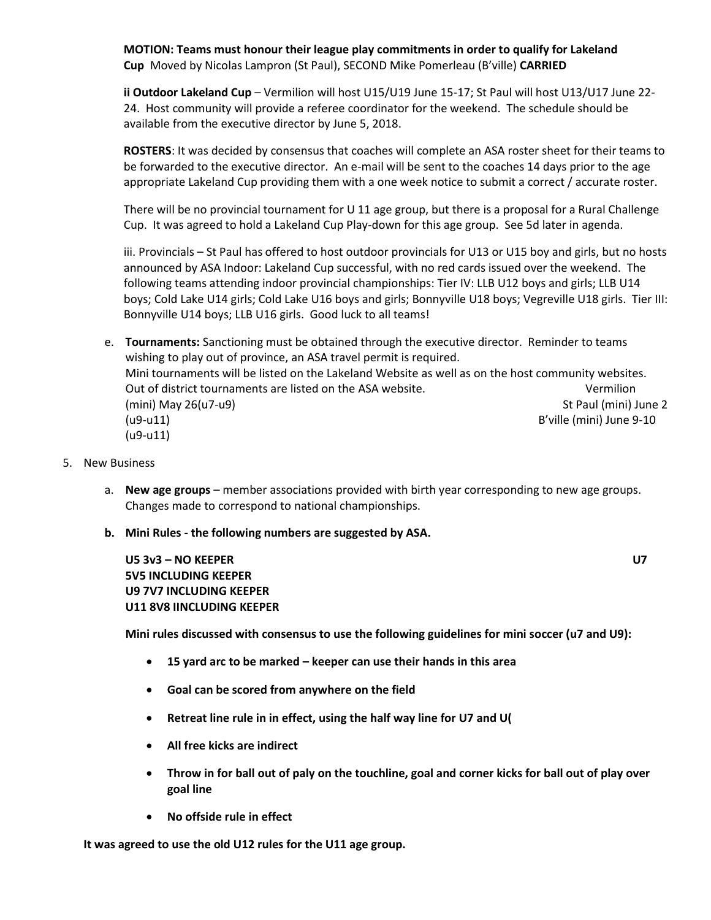**MOTION: Teams must honour their league play commitments in order to qualify for Lakeland Cup** Moved by Nicolas Lampron (St Paul), SECOND Mike Pomerleau (B'ville) **CARRIED**

**ii Outdoor Lakeland Cup** – Vermilion will host U15/U19 June 15-17; St Paul will host U13/U17 June 22-24. Host community will provide a referee coordinator for the weekend. The schedule should be available from the executive director by June 5, 2018.

**ROSTERS**: It was decided by consensus that coaches will complete an ASA roster sheet for their teams to be forwarded to the executive director. An e-mail will be sent to the coaches 14 days prior to the age appropriate Lakeland Cup providing them with a one week notice to submit a correct / accurate roster.

There will be no provincial tournament for U 11 age group, but there is a proposal for a Rural Challenge Cup. It was agreed to hold a Lakeland Cup Play-down for this age group. See 5d later in agenda.

iii. Provincials – St Paul has offered to host outdoor provincials for U13 or U15 boy and girls, but no hosts announced by ASA Indoor: Lakeland Cup successful, with no red cards issued over the weekend. The following teams attending indoor provincial championships: Tier IV: LLB U12 boys and girls; LLB U14 boys; Cold Lake U14 girls; Cold Lake U16 boys and girls; Bonnyville U18 boys; Vegreville U18 girls. Tier III: Bonnyville U14 boys; LLB U16 girls. Good luck to all teams!

e. **Tournaments:** Sanctioning must be obtained through the executive director. Reminder to teams wishing to play out of province, an ASA travel permit is required.
   Mini tournaments will be listed on the Lakeland Website as well as on the host community websites. Out of district tournaments are listed on the ASA website.
   Vermilion (mini) May 26(u7-u9)
   St Paul (mini) June 2 (u9-u11)
   B'ville (mini) June 9-10 (u9-u11)

5. New Business

   a. **New age groups** – member associations provided with birth year corresponding to new age groups. Changes made to correspond to national championships.

   b. **Mini Rules - the following numbers are suggested by ASA.**

      **U5 3v3 – NO KEEPER**
      **U7 5V5 INCLUDING KEEPER**
      **U9 7V7 INCLUDING KEEPER**
      **U11 8V8 IINCLUDING KEEPER**

      **Mini rules discussed with consensus to use the following guidelines for mini soccer (u7 and U9):**

      - **15 yard arc to be marked – keeper can use their hands in this area**
      - **Goal can be scored from anywhere on the field**
      - **Retreat line rule in in effect, using the half way line for U7 and U(**
      - **All free kicks are indirect**
      - **Throw in for ball out of paly on the touchline, goal and corner kicks for ball out of play over goal line**
      - **No offside rule in effect**

**It was agreed to use the old U12 rules for the U11 age group.**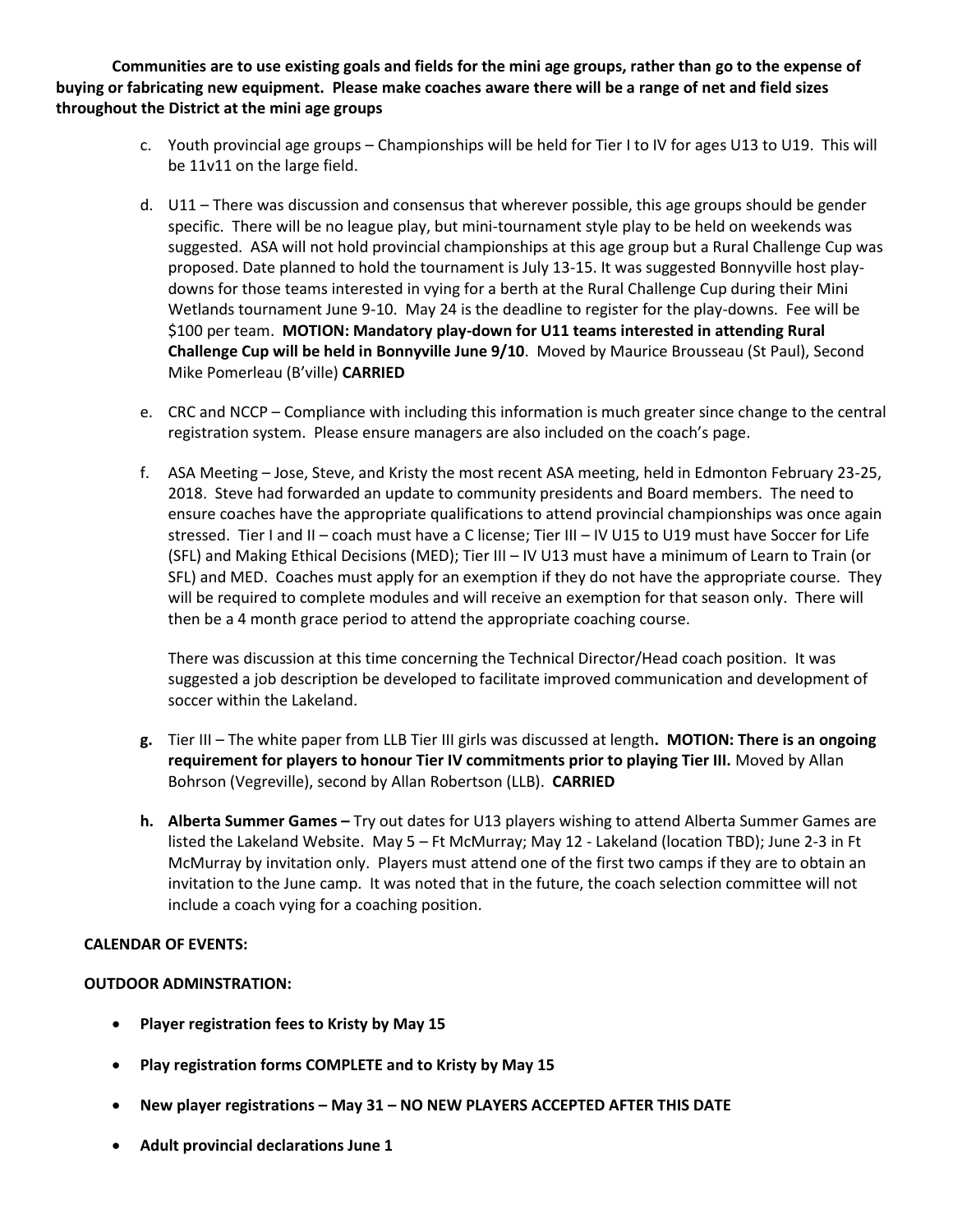**Communities are to use existing goals and fields for the mini age groups, rather than go to the expense of buying or fabricating new equipment. Please make coaches aware there will be a range of net and field sizes throughout the District at the mini age groups**

c. Youth provincial age groups – Championships will be held for Tier I to IV for ages U13 to U19. This will be 11v11 on the large field.

d. U11 – There was discussion and consensus that wherever possible, this age groups should be gender specific. There will be no league play, but mini-tournament style play to be held on weekends was suggested. ASA will not hold provincial championships at this age group but a Rural Challenge Cup was proposed. Date planned to hold the tournament is July 13-15. It was suggested Bonnyville host play-downs for those teams interested in vying for a berth at the Rural Challenge Cup during their Mini Wetlands tournament June 9-10. May 24 is the deadline to register for the play-downs. Fee will be $100 per team. **MOTION: Mandatory play-down for U11 teams interested in attending Rural Challenge Cup will be held in Bonnyville June 9/10**. Moved by Maurice Brousseau (St Paul), Second Mike Pomerleau (B'ville) **CARRIED**

e. CRC and NCCP – Compliance with including this information is much greater since change to the central registration system. Please ensure managers are also included on the coach's page.

f. ASA Meeting – Jose, Steve, and Kristy the most recent ASA meeting, held in Edmonton February 23-25, 2018. Steve had forwarded an update to community presidents and Board members. The need to ensure coaches have the appropriate qualifications to attend provincial championships was once again stressed. Tier I and II – coach must have a C license; Tier III – IV U15 to U19 must have Soccer for Life (SFL) and Making Ethical Decisions (MED); Tier III – IV U13 must have a minimum of Learn to Train (or SFL) and MED. Coaches must apply for an exemption if they do not have the appropriate course. They will be required to complete modules and will receive an exemption for that season only. There will then be a 4 month grace period to attend the appropriate coaching course.

   There was discussion at this time concerning the Technical Director/Head coach position. It was suggested a job description be developed to facilitate improved communication and development of soccer within the Lakeland.

**g.** Tier III – The white paper from LLB Tier III girls was discussed at length**. MOTION: There is an ongoing requirement for players to honour Tier IV commitments prior to playing Tier III.** Moved by Allan Bohrson (Vegreville), second by Allan Robertson (LLB). **CARRIED**

**h. Alberta Summer Games –** Try out dates for U13 players wishing to attend Alberta Summer Games are listed the Lakeland Website. May 5 – Ft McMurray; May 12 - Lakeland (location TBD); June 2-3 in Ft McMurray by invitation only. Players must attend one of the first two camps if they are to obtain an invitation to the June camp. It was noted that in the future, the coach selection committee will not include a coach vying for a coaching position.

**CALENDAR OF EVENTS:**

**OUTDOOR ADMINSTRATION:**

- **Player registration fees to Kristy by May 15**
- **Play registration forms COMPLETE and to Kristy by May 15**
- **New player registrations – May 31 – NO NEW PLAYERS ACCEPTED AFTER THIS DATE**
- **Adult provincial declarations June 1**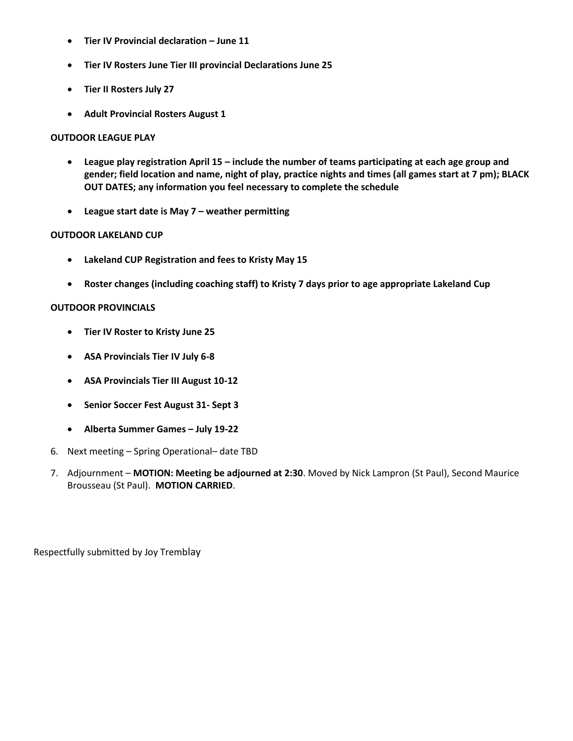- **Tier IV Provincial declaration – June 11**
- **Tier IV Rosters June Tier III provincial Declarations June 25**
- **Tier II Rosters July 27**
- **Adult Provincial Rosters August 1**

**OUTDOOR LEAGUE PLAY**

- **League play registration April 15 – include the number of teams participating at each age group and gender; field location and name, night of play, practice nights and times (all games start at 7 pm); BLACK OUT DATES; any information you feel necessary to complete the schedule**
- **League start date is May 7 – weather permitting**

**OUTDOOR LAKELAND CUP**

- **Lakeland CUP Registration and fees to Kristy May 15**
- **Roster changes (including coaching staff) to Kristy 7 days prior to age appropriate Lakeland Cup**

**OUTDOOR PROVINCIALS**

- **Tier IV Roster to Kristy June 25**
- **ASA Provincials Tier IV July 6-8**
- **ASA Provincials Tier III August 10-12**
- **Senior Soccer Fest August 31- Sept 3**
- **Alberta Summer Games – July 19-22**

6. Next meeting – Spring Operational– date TBD
7. Adjournment – **MOTION: Meeting be adjourned at 2:30**. Moved by Nick Lampron (St Paul), Second Maurice Brousseau (St Paul). **MOTION CARRIED**.

Respectfully submitted by Joy Tremblay